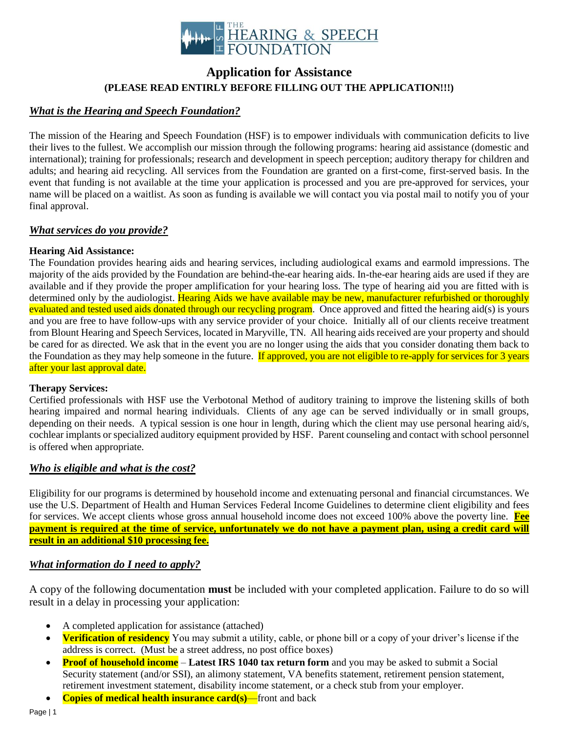# THE HEARING & SPEECH FOUNDATION

## Application for Assistance

**(PLEASE READ ENTIRLY BEFORE FILLING OUT THE APPLICATION!!!)**

### ***What is the Hearing and Speech Foundation?***

The mission of the Hearing and Speech Foundation (HSF) is to empower individuals with communication deficits to live their lives to the fullest. We accomplish our mission through the following programs: hearing aid assistance (domestic and international); training for professionals; research and development in speech perception; auditory therapy for children and adults; and hearing aid recycling. All services from the Foundation are granted on a first-come, first-served basis. In the event that funding is not available at the time your application is processed and you are pre-approved for services, your name will be placed on a waitlist. As soon as funding is available we will contact you via postal mail to notify you of your final approval.

### ***What services do you provide?***

**Hearing Aid Assistance:**
The Foundation provides hearing aids and hearing services, including audiological exams and earmold impressions. The majority of the aids provided by the Foundation are behind-the-ear hearing aids. In-the-ear hearing aids are used if they are available and if they provide the proper amplification for your hearing loss. The type of hearing aid you are fitted with is determined only by the audiologist. Hearing Aids we have available may be new, manufacturer refurbished or thoroughly evaluated and tested used aids donated through our recycling program. Once approved and fitted the hearing aid(s) is yours and you are free to have follow-ups with any service provider of your choice. Initially all of our clients receive treatment from Blount Hearing and Speech Services, located in Maryville, TN. All hearing aids received are your property and should be cared for as directed. We ask that in the event you are no longer using the aids that you consider donating them back to the Foundation as they may help someone in the future. If approved, you are not eligible to re-apply for services for 3 years after your last approval date.

**Therapy Services:**
Certified professionals with HSF use the Verbotonal Method of auditory training to improve the listening skills of both hearing impaired and normal hearing individuals. Clients of any age can be served individually or in small groups, depending on their needs. A typical session is one hour in length, during which the client may use personal hearing aid/s, cochlear implants or specialized auditory equipment provided by HSF. Parent counseling and contact with school personnel is offered when appropriate.

### ***Who is eligible and what is the cost?***

Eligibility for our programs is determined by household income and extenuating personal and financial circumstances. We use the U.S. Department of Health and Human Services Federal Income Guidelines to determine client eligibility and fees for services. We accept clients whose gross annual household income does not exceed 100% above the poverty line. **Fee payment is required at the time of service, unfortunately we do not have a payment plan, using a credit card will result in an additional $10 processing fee.**

### ***What information do I need to apply?***

A copy of the following documentation **must** be included with your completed application. Failure to do so will result in a delay in processing your application:

- A completed application for assistance (attached)
- **Verification of residency** You may submit a utility, cable, or phone bill or a copy of your driver's license if the address is correct. (Must be a street address, no post office boxes)
- **Proof of household income** – **Latest IRS 1040 tax return form** and you may be asked to submit a Social Security statement (and/or SSI), an alimony statement, VA benefits statement, retirement pension statement, retirement investment statement, disability income statement, or a check stub from your employer.
- **Copies of medical health insurance card(s)**—front and back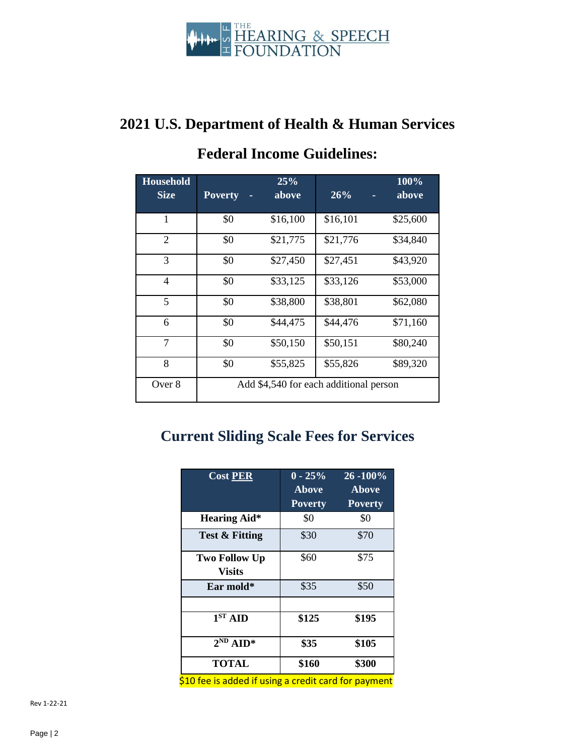# 2021 U.S. Department of Health & Human Services

## Federal Income Guidelines:

| Household Size | Poverty - | 25% above | 26% - | 100% above |
|---|---|---|---|---|
| 1 | $0 | $16,100 | $16,101 | $25,600 |
| 2 | $0 | $21,775 | $21,776 | $34,840 |
| 3 | $0 | $27,450 | $27,451 | $43,920 |
| 4 | $0 | $33,125 | $33,126 | $53,000 |
| 5 | $0 | $38,800 | $38,801 | $62,080 |
| 6 | $0 | $44,475 | $44,476 | $71,160 |
| 7 | $0 | $50,150 | $50,151 | $80,240 |
| 8 | $0 | $55,825 | $55,826 | $89,320 |
| Over 8 | Add $4,540 for each additional person | | | |

## Current Sliding Scale Fees for Services

| Cost PER | 0 - 25% Above Poverty | 26 -100% Above Poverty |
|---|---|---|
| **Hearing Aid*** | $0 | $0 |
| **Test & Fitting** | $30 | $70 |
| **Two Follow Up Visits** | $60 | $75 |
| **Ear mold*** | $35 | $50 |
| | | |
| **1ST AID** | **$125** | **$195** |
| **2ND AID*** | **$35** | **$105** |
| **TOTAL** | **$160** | **$300** |

$10 fee is added if using a credit card for payment

Rev 1-22-21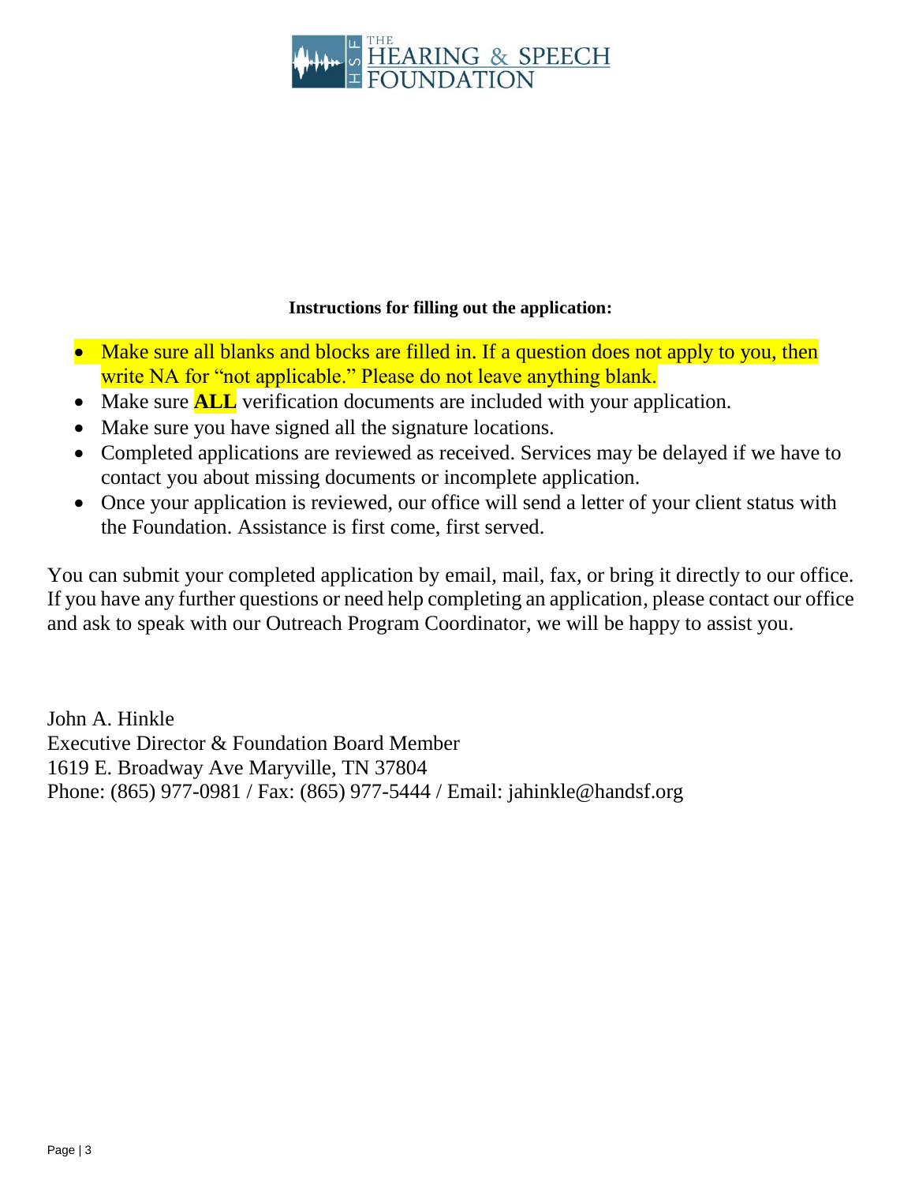**Instructions for filling out the application:**

- Make sure all blanks and blocks are filled in. If a question does not apply to you, then write NA for "not applicable." Please do not leave anything blank.
- Make sure **ALL** verification documents are included with your application.
- Make sure you have signed all the signature locations.
- Completed applications are reviewed as received. Services may be delayed if we have to contact you about missing documents or incomplete application.
- Once your application is reviewed, our office will send a letter of your client status with the Foundation. Assistance is first come, first served.

You can submit your completed application by email, mail, fax, or bring it directly to our office. If you have any further questions or need help completing an application, please contact our office and ask to speak with our Outreach Program Coordinator, we will be happy to assist you.

John A. Hinkle
Executive Director & Foundation Board Member
1619 E. Broadway Ave Maryville, TN 37804
Phone: (865) 977-0981 / Fax: (865) 977-5444 / Email: jahinkle@handsf.org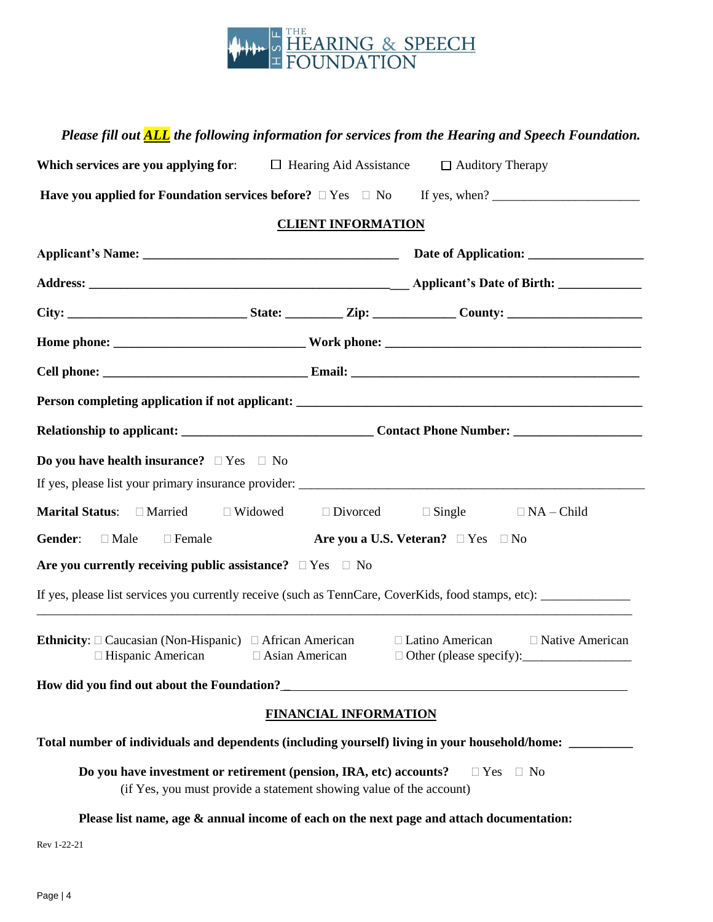THE HEARING & SPEECH FOUNDATION

***Please fill out ALL the following information for services from the Hearing and Speech Foundation.***

**Which services are you applying for**: ☐ Hearing Aid Assistance ☐ Auditory Therapy

**Have you applied for Foundation services before?** ☐ Yes ☐ No If yes, when? ______________________

## CLIENT INFORMATION

**Applicant's Name:** ________________________________________ **Date of Application:** _________________

**Address:** _______________________________________________ **Applicant's Date of Birth:** ____________

**City:** ___________________________ **State:** ________ **Zip:** ____________ **County:** ____________________

**Home phone:** _____________________________ **Work phone:** _______________________________________

**Cell phone:** _______________________________ **Email:** ___________________________________________

**Person completing application if not applicant:** _____________________________________________________

**Relationship to applicant:** _____________________________ **Contact Phone Number:** ___________________

**Do you have health insurance?** ☐ Yes ☐ No

If yes, please list your primary insurance provider: ______________________________________________________

**Marital Status**: ☐ Married ☐ Widowed ☐ Divorced ☐ Single ☐ NA – Child

**Gender**: ☐ Male ☐ Female **Are you a U.S. Veteran?** ☐ Yes ☐ No

**Are you currently receiving public assistance?** ☐ Yes ☐ No

If yes, please list services you currently receive (such as TennCare, CoverKids, food stamps, etc): _____________
_________________________________________________________________________________________

**Ethnicity**: ☐ Caucasian (Non-Hispanic) ☐ African American ☐ Latino American ☐ Native American ☐ Hispanic American ☐ Asian American ☐ Other (please specify):________________

**How did you find out about the Foundation?**_______________________________________________________

## FINANCIAL INFORMATION

**Total number of individuals and dependents (including yourself) living in your household/home:** _________

**Do you have investment or retirement (pension, IRA, etc) accounts?** ☐ Yes ☐ No
(if Yes, you must provide a statement showing value of the account)

**Please list name, age & annual income of each on the next page and attach documentation:**

Rev 1-22-21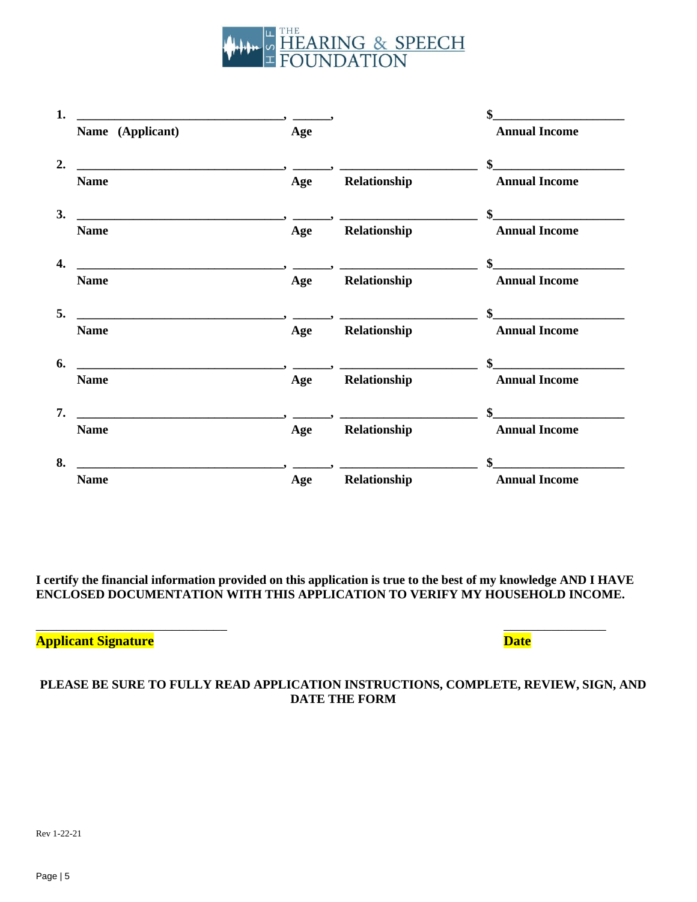THE HEARING & SPEECH FOUNDATION

1. ________________________________, ______, $____________________

   **Name (Applicant)** **Age** **Annual Income**

2. ________________________________, ______, ____________________ $____________________

   **Name** **Age** **Relationship** **Annual Income**

3. ________________________________, ______, ____________________ $____________________

   **Name** **Age** **Relationship** **Annual Income**

4. ________________________________, ______, ____________________ $____________________

   **Name** **Age** **Relationship** **Annual Income**

5. ________________________________, ______, ____________________ $____________________

   **Name** **Age** **Relationship** **Annual Income**

6. ________________________________, ______, ____________________ $____________________

   **Name** **Age** **Relationship** **Annual Income**

7. ________________________________, ______, ____________________ $____________________

   **Name** **Age** **Relationship** **Annual Income**

8. ________________________________, ______, ____________________ $____________________

   **Name** **Age** **Relationship** **Annual Income**

**I certify the financial information provided on this application is true to the best of my knowledge AND I HAVE ENCLOSED DOCUMENTATION WITH THIS APPLICATION TO VERIFY MY HOUSEHOLD INCOME.**

______________________________ ________________

**Applicant Signature** **Date**

**PLEASE BE SURE TO FULLY READ APPLICATION INSTRUCTIONS, COMPLETE, REVIEW, SIGN, AND DATE THE FORM**

Rev 1-22-21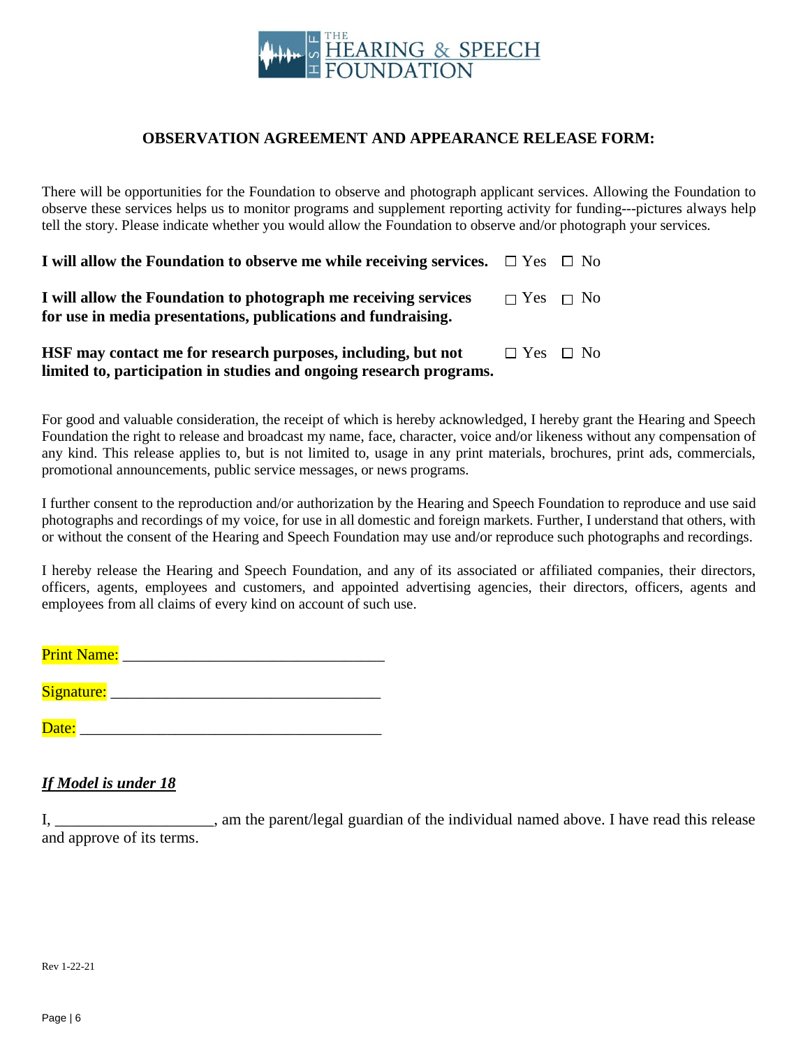THE HEARING & SPEECH FOUNDATION

## OBSERVATION AGREEMENT AND APPEARANCE RELEASE FORM:

There will be opportunities for the Foundation to observe and photograph applicant services. Allowing the Foundation to observe these services helps us to monitor programs and supplement reporting activity for funding---pictures always help tell the story. Please indicate whether you would allow the Foundation to observe and/or photograph your services.

**I will allow the Foundation to observe me while receiving services.** ☐ Yes ☐ No

**I will allow the Foundation to photograph me receiving services for use in media presentations, publications and fundraising.** ☐ Yes ☐ No

**HSF may contact me for research purposes, including, but not limited to, participation in studies and ongoing research programs.** ☐ Yes ☐ No

For good and valuable consideration, the receipt of which is hereby acknowledged, I hereby grant the Hearing and Speech Foundation the right to release and broadcast my name, face, character, voice and/or likeness without any compensation of any kind. This release applies to, but is not limited to, usage in any print materials, brochures, print ads, commercials, promotional announcements, public service messages, or news programs.

I further consent to the reproduction and/or authorization by the Hearing and Speech Foundation to reproduce and use said photographs and recordings of my voice, for use in all domestic and foreign markets. Further, I understand that others, with or without the consent of the Hearing and Speech Foundation may use and/or reproduce such photographs and recordings.

I hereby release the Hearing and Speech Foundation, and any of its associated or affiliated companies, their directors, officers, agents, employees and customers, and appointed advertising agencies, their directors, officers, agents and employees from all claims of every kind on account of such use.

Print Name: _________________________________

Signature: __________________________________

Date: ______________________________________

***If Model is under 18***

I, ____________________, am the parent/legal guardian of the individual named above. I have read this release and approve of its terms.

Rev 1-22-21